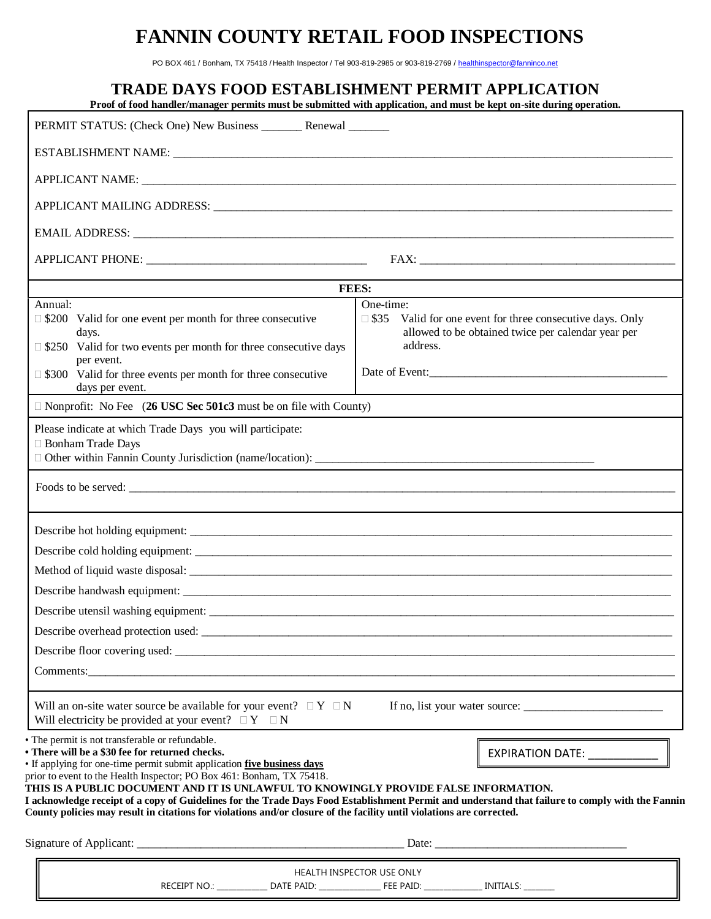# FANNIN COUNTY RETAIL FOOD INSPECTIONS

PO BOX 461 / Bonham, TX 75418 / Health Inspector / Tel 903-819-2985 or 903-819-2769 / healthinspector@fanninco.net

## TRADE DAYS FOOD ESTABLISHMENT PERMIT APPLICATION

**Proof of food handler/manager permits must be submitted with application, and must be kept on-site during operation.**

PERMIT STATUS: (Check One) New Business _______ Renewal _______

ESTABLISHMENT NAME: ______________________________________________

APPLICANT NAME: ______________________________________________

APPLICANT MAILING ADDRESS: ______________________________________________

EMAIL ADDRESS: ______________________________________________

APPLICANT PHONE: ______________________ FAX: ______________________

**FEES:**

| Annual: | One-time: |
|---|---|
| ☐ $200 Valid for one event per month for three consecutive days.<br>☐ $250 Valid for two events per month for three consecutive days per event.<br>☐ $300 Valid for three events per month for three consecutive days per event. | ☐ $35 Valid for one event for three consecutive days. Only allowed to be obtained twice per calendar year per address.<br><br>Date of Event:______________________ |

☐ Nonprofit: No Fee (**26 USC Sec 501c3** must be on file with County)

Please indicate at which Trade Days you will participate:
☐ Bonham Trade Days
☐ Other within Fannin County Jurisdiction (name/location): ______________________

Foods to be served: ______________________________________________

Describe hot holding equipment: ______________________________________________

Describe cold holding equipment: ______________________________________________

Method of liquid waste disposal: ______________________________________________

Describe handwash equipment: ______________________________________________

Describe utensil washing equipment: ______________________________________________

Describe overhead protection used: ______________________________________________

Describe floor covering used: ______________________________________________

Comments:______________________________________________

Will an on-site water source be available for your event? ☐ Y ☐ N If no, list your water source: ______________________
Will electricity be provided at your event? ☐ Y ☐ N

- The permit is not transferable or refundable.
- **There will be a $30 fee for returned checks.**
- If applying for one-time permit submit application **five business days** prior to event to the Health Inspector; PO Box 461: Bonham, TX 75418.

EXPIRATION DATE: ____________

**THIS IS A PUBLIC DOCUMENT AND IT IS UNLAWFUL TO KNOWINGLY PROVIDE FALSE INFORMATION.**
**I acknowledge receipt of a copy of Guidelines for the Trade Days Food Establishment Permit and understand that failure to comply with the Fannin County policies may result in citations for violations and/or closure of the facility until violations are corrected.**

Signature of Applicant: ______________________________ Date: ______________________

HEALTH INSPECTOR USE ONLY
RECEIPT NO.: ___________ DATE PAID: ______________ FEE PAID: _____________ INITIALS: _______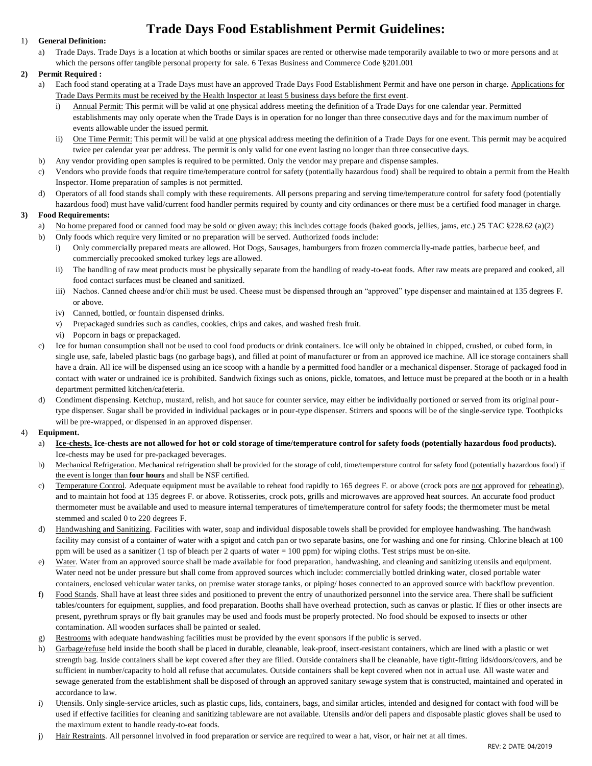# Trade Days Food Establishment Permit Guidelines:

1) **General Definition:**
   a) Trade Days. Trade Days is a location at which booths or similar spaces are rented or otherwise made temporarily available to two or more persons and at which the persons offer tangible personal property for sale. 6 Texas Business and Commerce Code §201.001

2) **Permit Required :**
   a) Each food stand operating at a Trade Days must have an approved Trade Days Food Establishment Permit and have one person in charge. <u>Applications for Trade Days Permits must be received by the Health Inspector at least 5 business days before the first event</u>.
      i) <u>Annual Permit:</u> This permit will be valid at <u>one</u> physical address meeting the definition of a Trade Days for one calendar year. Permitted establishments may only operate when the Trade Days is in operation for no longer than three consecutive days and for the maximum number of events allowable under the issued permit.
      ii) <u>One Time Permit:</u> This permit will be valid at <u>one</u> physical address meeting the definition of a Trade Days for one event. This permit may be acquired twice per calendar year per address. The permit is only valid for one event lasting no longer than three consecutive days.
   b) Any vendor providing open samples is required to be permitted. Only the vendor may prepare and dispense samples.
   c) Vendors who provide foods that require time/temperature control for safety (potentially hazardous food) shall be required to obtain a permit from the Health Inspector. Home preparation of samples is not permitted.
   d) Operators of all food stands shall comply with these requirements. All persons preparing and serving time/temperature control for safety food (potentially hazardous food) must have valid/current food handler permits required by county and city ordinances or there must be a certified food manager in charge.

3) **Food Requirements:**
   a) <u>No home prepared food or canned food may be sold or given away; this includes cottage foods</u> (baked goods, jellies, jams, etc.) 25 TAC §228.62 (a)(2)
   b) Only foods which require very limited or no preparation will be served. Authorized foods include:
      i) Only commercially prepared meats are allowed. Hot Dogs, Sausages, hamburgers from frozen commercially-made patties, barbecue beef, and commercially precooked smoked turkey legs are allowed.
      ii) The handling of raw meat products must be physically separate from the handling of ready-to-eat foods. After raw meats are prepared and cooked, all food contact surfaces must be cleaned and sanitized.
      iii) Nachos. Canned cheese and/or chili must be used. Cheese must be dispensed through an "approved" type dispenser and maintained at 135 degrees F. or above.
      iv) Canned, bottled, or fountain dispensed drinks.
      v) Prepackaged sundries such as candies, cookies, chips and cakes, and washed fresh fruit.
      vi) Popcorn in bags or prepackaged.
   c) Ice for human consumption shall not be used to cool food products or drink containers. Ice will only be obtained in chipped, crushed, or cubed form, in single use, safe, labeled plastic bags (no garbage bags), and filled at point of manufacturer or from an approved ice machine. All ice storage containers shall have a drain. All ice will be dispensed using an ice scoop with a handle by a permitted food handler or a mechanical dispenser. Storage of packaged food in contact with water or undrained ice is prohibited. Sandwich fixings such as onions, pickle, tomatoes, and lettuce must be prepared at the booth or in a health department permitted kitchen/cafeteria.
   d) Condiment dispensing. Ketchup, mustard, relish, and hot sauce for counter service, may either be individually portioned or served from its original pour-type dispenser. Sugar shall be provided in individual packages or in pour-type dispenser. Stirrers and spoons will be of the single-service type. Toothpicks will be pre-wrapped, or dispensed in an approved dispenser.

4) **Equipment.**
   a) **<u>Ice-chests.</u> Ice-chests are not allowed for hot or cold storage of time/temperature control for safety foods (potentially hazardous food products).** Ice-chests may be used for pre-packaged beverages.
   b) <u>Mechanical Refrigeration</u>. Mechanical refrigeration shall be provided for the storage of cold, time/temperature control for safety food (potentially hazardous food) <u>if the event is longer than **four hours**</u> and shall be NSF certified.
   c) <u>Temperature Control</u>. Adequate equipment must be available to reheat food rapidly to 165 degrees F. or above (crock pots are <u>not</u> approved for <u>reheating</u>), and to maintain hot food at 135 degrees F. or above. Rotisseries, crock pots, grills and microwaves are approved heat sources. An accurate food product thermometer must be available and used to measure internal temperatures of time/temperature control for safety foods; the thermometer must be metal stemmed and scaled 0 to 220 degrees F.
   d) <u>Handwashing and Sanitizing</u>. Facilities with water, soap and individual disposable towels shall be provided for employee handwashing. The handwash facility may consist of a container of water with a spigot and catch pan or two separate basins, one for washing and one for rinsing. Chlorine bleach at 100 ppm will be used as a sanitizer (1 tsp of bleach per 2 quarts of water = 100 ppm) for wiping cloths. Test strips must be on-site.
   e) <u>Water</u>. Water from an approved source shall be made available for food preparation, handwashing, and cleaning and sanitizing utensils and equipment. Water need not be under pressure but shall come from approved sources which include: commercially bottled drinking water, closed portable water containers, enclosed vehicular water tanks, on premise water storage tanks, or piping/ hoses connected to an approved source with backflow prevention.
   f) <u>Food Stands</u>. Shall have at least three sides and positioned to prevent the entry of unauthorized personnel into the service area. There shall be sufficient tables/counters for equipment, supplies, and food preparation. Booths shall have overhead protection, such as canvas or plastic. If flies or other insects are present, pyrethrum sprays or fly bait granules may be used and foods must be properly protected. No food should be exposed to insects or other contamination. All wooden surfaces shall be painted or sealed.
   g) <u>Restrooms</u> with adequate handwashing facilities must be provided by the event sponsors if the public is served.
   h) <u>Garbage/refuse</u> held inside the booth shall be placed in durable, cleanable, leak-proof, insect-resistant containers, which are lined with a plastic or wet strength bag. Inside containers shall be kept covered after they are filled. Outside containers shall be cleanable, have tight-fitting lids/doors/covers, and be sufficient in number/capacity to hold all refuse that accumulates. Outside containers shall be kept covered when not in actual use. All waste water and sewage generated from the establishment shall be disposed of through an approved sanitary sewage system that is constructed, maintained and operated in accordance to law.
   i) <u>Utensils</u>. Only single-service articles, such as plastic cups, lids, containers, bags, and similar articles, intended and designed for contact with food will be used if effective facilities for cleaning and sanitizing tableware are not available. Utensils and/or deli papers and disposable plastic gloves shall be used to the maximum extent to handle ready-to-eat foods.
   j) <u>Hair Restraints</u>. All personnel involved in food preparation or service are required to wear a hat, visor, or hair net at all times.

REV: 2 DATE: 04/2019